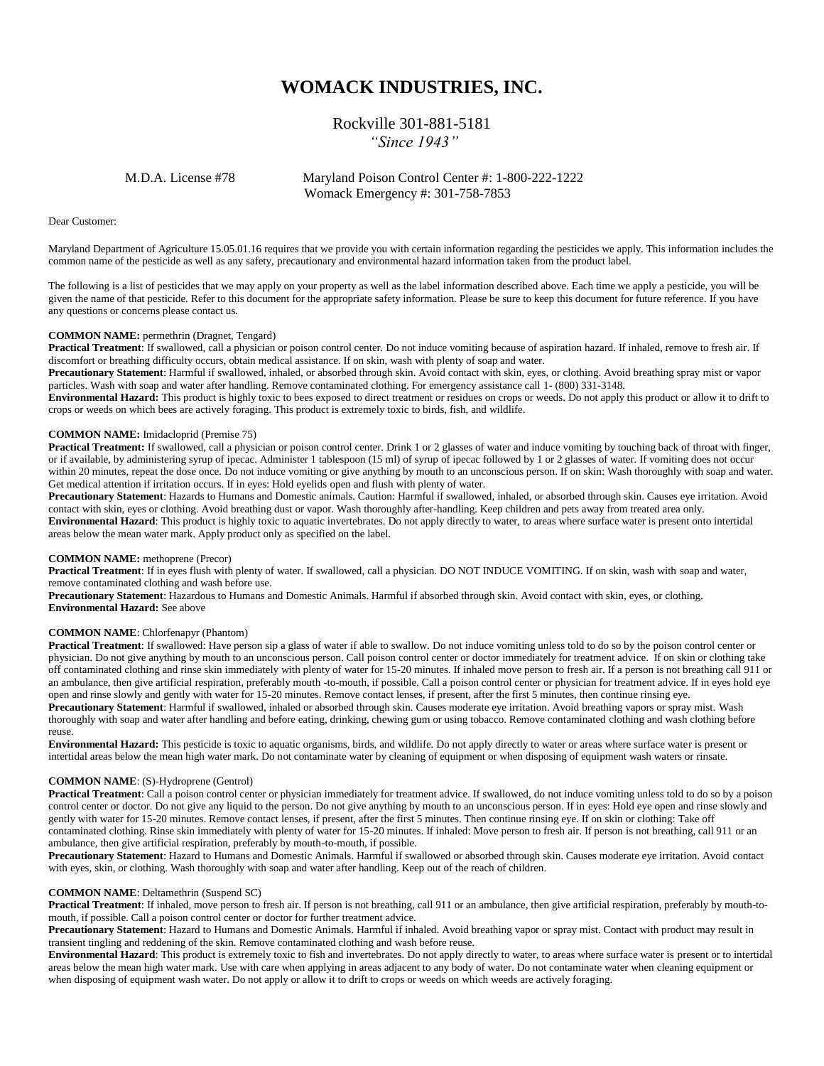# WOMACK INDUSTRIES, INC.

Rockville 301-881-5181
*"Since 1943"*

M.D.A. License #78 Maryland Poison Control Center #: 1-800-222-1222
Womack Emergency #: 301-758-7853

Dear Customer:

Maryland Department of Agriculture 15.05.01.16 requires that we provide you with certain information regarding the pesticides we apply. This information includes the common name of the pesticide as well as any safety, precautionary and environmental hazard information taken from the product label.

The following is a list of pesticides that we may apply on your property as well as the label information described above. Each time we apply a pesticide, you will be given the name of that pesticide. Refer to this document for the appropriate safety information. Please be sure to keep this document for future reference. If you have any questions or concerns please contact us.

**COMMON NAME:** permethrin (Dragnet, Tengard)
**Practical Treatment**: If swallowed, call a physician or poison control center. Do not induce vomiting because of aspiration hazard. If inhaled, remove to fresh air. If discomfort or breathing difficulty occurs, obtain medical assistance. If on skin, wash with plenty of soap and water.
**Precautionary Statement**: Harmful if swallowed, inhaled, or absorbed through skin. Avoid contact with skin, eyes, or clothing. Avoid breathing spray mist or vapor particles. Wash with soap and water after handling. Remove contaminated clothing. For emergency assistance call 1- (800) 331-3148.
**Environmental Hazard:** This product is highly toxic to bees exposed to direct treatment or residues on crops or weeds. Do not apply this product or allow it to drift to crops or weeds on which bees are actively foraging. This product is extremely toxic to birds, fish, and wildlife.

**COMMON NAME:** Imidacloprid (Premise 75)
**Practical Treatment:** If swallowed, call a physician or poison control center. Drink 1 or 2 glasses of water and induce vomiting by touching back of throat with finger, or if available, by administering syrup of ipecac. Administer 1 tablespoon (15 ml) of syrup of ipecac followed by 1 or 2 glasses of water. If vomiting does not occur within 20 minutes, repeat the dose once. Do not induce vomiting or give anything by mouth to an unconscious person. If on skin: Wash thoroughly with soap and water. Get medical attention if irritation occurs. If in eyes: Hold eyelids open and flush with plenty of water.
**Precautionary Statement**: Hazards to Humans and Domestic animals. Caution: Harmful if swallowed, inhaled, or absorbed through skin. Causes eye irritation. Avoid contact with skin, eyes or clothing. Avoid breathing dust or vapor. Wash thoroughly after-handling. Keep children and pets away from treated area only.
**Environmental Hazard**: This product is highly toxic to aquatic invertebrates. Do not apply directly to water, to areas where surface water is present onto intertidal areas below the mean water mark. Apply product only as specified on the label.

**COMMON NAME:** methoprene (Precor)
**Practical Treatment**: If in eyes flush with plenty of water. If swallowed, call a physician. DO NOT INDUCE VOMITING. If on skin, wash with soap and water, remove contaminated clothing and wash before use.
**Precautionary Statement**: Hazardous to Humans and Domestic Animals. Harmful if absorbed through skin. Avoid contact with skin, eyes, or clothing.
**Environmental Hazard:** See above

**COMMON NAME**: Chlorfenapyr (Phantom)
**Practical Treatment**: If swallowed: Have person sip a glass of water if able to swallow. Do not induce vomiting unless told to do so by the poison control center or physician. Do not give anything by mouth to an unconscious person. Call poison control center or doctor immediately for treatment advice. If on skin or clothing take off contaminated clothing and rinse skin immediately with plenty of water for 15-20 minutes. If inhaled move person to fresh air. If a person is not breathing call 911 or an ambulance, then give artificial respiration, preferably mouth -to-mouth, if possible. Call a poison control center or physician for treatment advice. If in eyes hold eye open and rinse slowly and gently with water for 15-20 minutes. Remove contact lenses, if present, after the first 5 minutes, then continue rinsing eye.
**Precautionary Statement**: Harmful if swallowed, inhaled or absorbed through skin. Causes moderate eye irritation. Avoid breathing vapors or spray mist. Wash thoroughly with soap and water after handling and before eating, drinking, chewing gum or using tobacco. Remove contaminated clothing and wash clothing before reuse.
**Environmental Hazard:** This pesticide is toxic to aquatic organisms, birds, and wildlife. Do not apply directly to water or areas where surface water is present or intertidal areas below the mean high water mark. Do not contaminate water by cleaning of equipment or when disposing of equipment wash waters or rinsate.

**COMMON NAME**: (S)-Hydroprene (Gentrol)
**Practical Treatment**: Call a poison control center or physician immediately for treatment advice. If swallowed, do not induce vomiting unless told to do so by a poison control center or doctor. Do not give any liquid to the person. Do not give anything by mouth to an unconscious person. If in eyes: Hold eye open and rinse slowly and gently with water for 15-20 minutes. Remove contact lenses, if present, after the first 5 minutes. Then continue rinsing eye. If on skin or clothing: Take off contaminated clothing. Rinse skin immediately with plenty of water for 15-20 minutes. If inhaled: Move person to fresh air. If person is not breathing, call 911 or an ambulance, then give artificial respiration, preferably by mouth-to-mouth, if possible.
**Precautionary Statement**: Hazard to Humans and Domestic Animals. Harmful if swallowed or absorbed through skin. Causes moderate eye irritation. Avoid contact with eyes, skin, or clothing. Wash thoroughly with soap and water after handling. Keep out of the reach of children.

**COMMON NAME**: Deltamethrin (Suspend SC)
**Practical Treatment**: If inhaled, move person to fresh air. If person is not breathing, call 911 or an ambulance, then give artificial respiration, preferably by mouth-to-mouth, if possible. Call a poison control center or doctor for further treatment advice.
**Precautionary Statement**: Hazard to Humans and Domestic Animals. Harmful if inhaled. Avoid breathing vapor or spray mist. Contact with product may result in transient tingling and reddening of the skin. Remove contaminated clothing and wash before reuse.
**Environmental Hazard**: This product is extremely toxic to fish and invertebrates. Do not apply directly to water, to areas where surface water is present or to intertidal areas below the mean high water mark. Use with care when applying in areas adjacent to any body of water. Do not contaminate water when cleaning equipment or when disposing of equipment wash water. Do not apply or allow it to drift to crops or weeds on which weeds are actively foraging.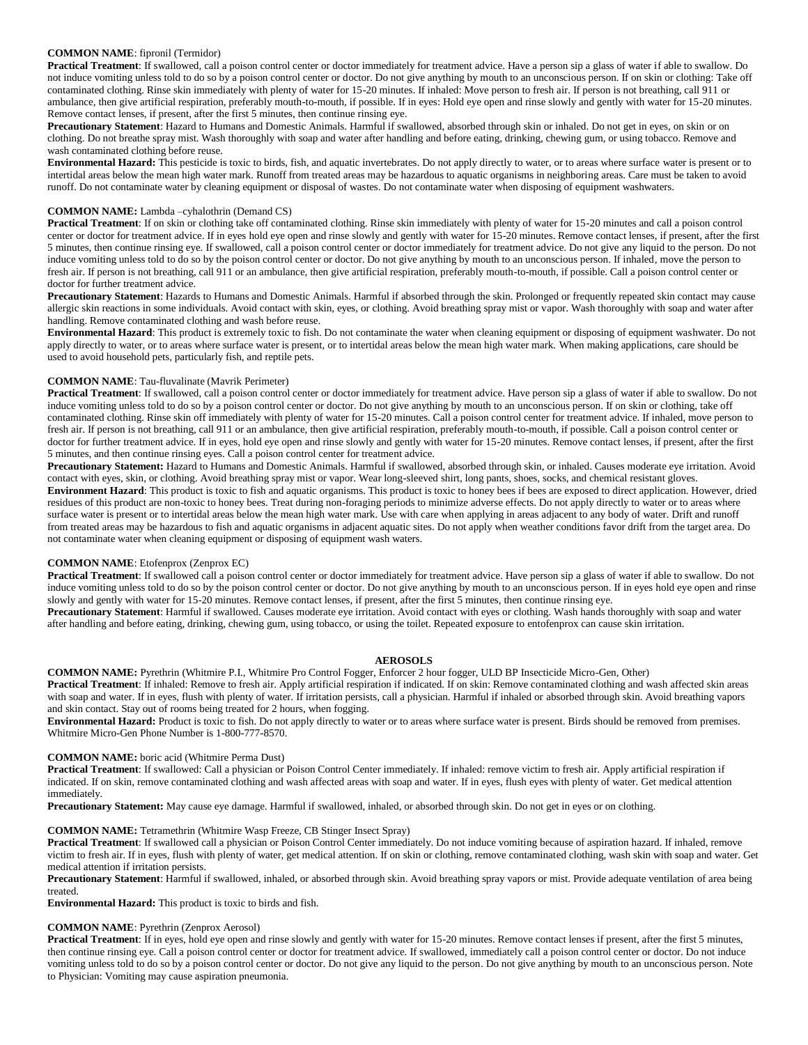**COMMON NAME**: fipronil (Termidor)

**Practical Treatment**: If swallowed, call a poison control center or doctor immediately for treatment advice. Have a person sip a glass of water if able to swallow. Do not induce vomiting unless told to do so by a poison control center or doctor. Do not give anything by mouth to an unconscious person. If on skin or clothing: Take off contaminated clothing. Rinse skin immediately with plenty of water for 15-20 minutes. If inhaled: Move person to fresh air. If person is not breathing, call 911 or ambulance, then give artificial respiration, preferably mouth-to-mouth, if possible. If in eyes: Hold eye open and rinse slowly and gently with water for 15-20 minutes. Remove contact lenses, if present, after the first 5 minutes, then continue rinsing eye.

**Precautionary Statement**: Hazard to Humans and Domestic Animals. Harmful if swallowed, absorbed through skin or inhaled. Do not get in eyes, on skin or on clothing. Do not breathe spray mist. Wash thoroughly with soap and water after handling and before eating, drinking, chewing gum, or using tobacco. Remove and wash contaminated clothing before reuse.

**Environmental Hazard:** This pesticide is toxic to birds, fish, and aquatic invertebrates. Do not apply directly to water, or to areas where surface water is present or to intertidal areas below the mean high water mark. Runoff from treated areas may be hazardous to aquatic organisms in neighboring areas. Care must be taken to avoid runoff. Do not contaminate water by cleaning equipment or disposal of wastes. Do not contaminate water when disposing of equipment washwaters.

**COMMON NAME:** Lambda –cyhalothrin (Demand CS)

**Practical Treatment**: If on skin or clothing take off contaminated clothing. Rinse skin immediately with plenty of water for 15-20 minutes and call a poison control center or doctor for treatment advice. If in eyes hold eye open and rinse slowly and gently with water for 15-20 minutes. Remove contact lenses, if present, after the first 5 minutes, then continue rinsing eye. If swallowed, call a poison control center or doctor immediately for treatment advice. Do not give any liquid to the person. Do not induce vomiting unless told to do so by the poison control center or doctor. Do not give anything by mouth to an unconscious person. If inhaled, move the person to fresh air. If person is not breathing, call 911 or an ambulance, then give artificial respiration, preferably mouth-to-mouth, if possible. Call a poison control center or doctor for further treatment advice.

**Precautionary Statement**: Hazards to Humans and Domestic Animals. Harmful if absorbed through the skin. Prolonged or frequently repeated skin contact may cause allergic skin reactions in some individuals. Avoid contact with skin, eyes, or clothing. Avoid breathing spray mist or vapor. Wash thoroughly with soap and water after handling. Remove contaminated clothing and wash before reuse.

**Environmental Hazard**: This product is extremely toxic to fish. Do not contaminate the water when cleaning equipment or disposing of equipment washwater. Do not apply directly to water, or to areas where surface water is present, or to intertidal areas below the mean high water mark. When making applications, care should be used to avoid household pets, particularly fish, and reptile pets.

**COMMON NAME**: Tau-fluvalinate (Mavrik Perimeter)

**Practical Treatment**: If swallowed, call a poison control center or doctor immediately for treatment advice. Have person sip a glass of water if able to swallow. Do not induce vomiting unless told to do so by a poison control center or doctor. Do not give anything by mouth to an unconscious person. If on skin or clothing, take off contaminated clothing. Rinse skin off immediately with plenty of water for 15-20 minutes. Call a poison control center for treatment advice. If inhaled, move person to fresh air. If person is not breathing, call 911 or an ambulance, then give artificial respiration, preferably mouth-to-mouth, if possible. Call a poison control center or doctor for further treatment advice. If in eyes, hold eye open and rinse slowly and gently with water for 15-20 minutes. Remove contact lenses, if present, after the first 5 minutes, and then continue rinsing eyes. Call a poison control center for treatment advice.

**Precautionary Statement:** Hazard to Humans and Domestic Animals. Harmful if swallowed, absorbed through skin, or inhaled. Causes moderate eye irritation. Avoid contact with eyes, skin, or clothing. Avoid breathing spray mist or vapor. Wear long-sleeved shirt, long pants, shoes, socks, and chemical resistant gloves.

**Environment Hazard**: This product is toxic to fish and aquatic organisms. This product is toxic to honey bees if bees are exposed to direct application. However, dried residues of this product are non-toxic to honey bees. Treat during non-foraging periods to minimize adverse effects. Do not apply directly to water or to areas where surface water is present or to intertidal areas below the mean high water mark. Use with care when applying in areas adjacent to any body of water. Drift and runoff from treated areas may be hazardous to fish and aquatic organisms in adjacent aquatic sites. Do not apply when weather conditions favor drift from the target area. Do not contaminate water when cleaning equipment or disposing of equipment wash waters.

**COMMON NAME**: Etofenprox (Zenprox EC)

**Practical Treatment**: If swallowed call a poison control center or doctor immediately for treatment advice. Have person sip a glass of water if able to swallow. Do not induce vomiting unless told to do so by the poison control center or doctor. Do not give anything by mouth to an unconscious person. If in eyes hold eye open and rinse slowly and gently with water for 15-20 minutes. Remove contact lenses, if present, after the first 5 minutes, then continue rinsing eye.

**Precautionary Statement**: Harmful if swallowed. Causes moderate eye irritation. Avoid contact with eyes or clothing. Wash hands thoroughly with soap and water after handling and before eating, drinking, chewing gum, using tobacco, or using the toilet. Repeated exposure to entofenprox can cause skin irritation.

## AEROSOLS

**COMMON NAME:** Pyrethrin (Whitmire P.I., Whitmire Pro Control Fogger, Enforcer 2 hour fogger, ULD BP Insecticide Micro-Gen, Other)

**Practical Treatment**: If inhaled: Remove to fresh air. Apply artificial respiration if indicated. If on skin: Remove contaminated clothing and wash affected skin areas with soap and water. If in eyes, flush with plenty of water. If irritation persists, call a physician. Harmful if inhaled or absorbed through skin. Avoid breathing vapors and skin contact. Stay out of rooms being treated for 2 hours, when fogging.

**Environmental Hazard:** Product is toxic to fish. Do not apply directly to water or to areas where surface water is present. Birds should be removed from premises. Whitmire Micro-Gen Phone Number is 1-800-777-8570.

**COMMON NAME:** boric acid (Whitmire Perma Dust)

**Practical Treatment**: If swallowed: Call a physician or Poison Control Center immediately. If inhaled: remove victim to fresh air. Apply artificial respiration if indicated. If on skin, remove contaminated clothing and wash affected areas with soap and water. If in eyes, flush eyes with plenty of water. Get medical attention immediately.

**Precautionary Statement:** May cause eye damage. Harmful if swallowed, inhaled, or absorbed through skin. Do not get in eyes or on clothing.

**COMMON NAME:** Tetramethrin (Whitmire Wasp Freeze, CB Stinger Insect Spray)

**Practical Treatment**: If swallowed call a physician or Poison Control Center immediately. Do not induce vomiting because of aspiration hazard. If inhaled, remove victim to fresh air. If in eyes, flush with plenty of water, get medical attention. If on skin or clothing, remove contaminated clothing, wash skin with soap and water. Get medical attention if irritation persists.

**Precautionary Statement**: Harmful if swallowed, inhaled, or absorbed through skin. Avoid breathing spray vapors or mist. Provide adequate ventilation of area being treated.

**Environmental Hazard:** This product is toxic to birds and fish.

**COMMON NAME**: Pyrethrin (Zenprox Aerosol)

**Practical Treatment**: If in eyes, hold eye open and rinse slowly and gently with water for 15-20 minutes. Remove contact lenses if present, after the first 5 minutes, then continue rinsing eye. Call a poison control center or doctor for treatment advice. If swallowed, immediately call a poison control center or doctor. Do not induce vomiting unless told to do so by a poison control center or doctor. Do not give any liquid to the person. Do not give anything by mouth to an unconscious person. Note to Physician: Vomiting may cause aspiration pneumonia.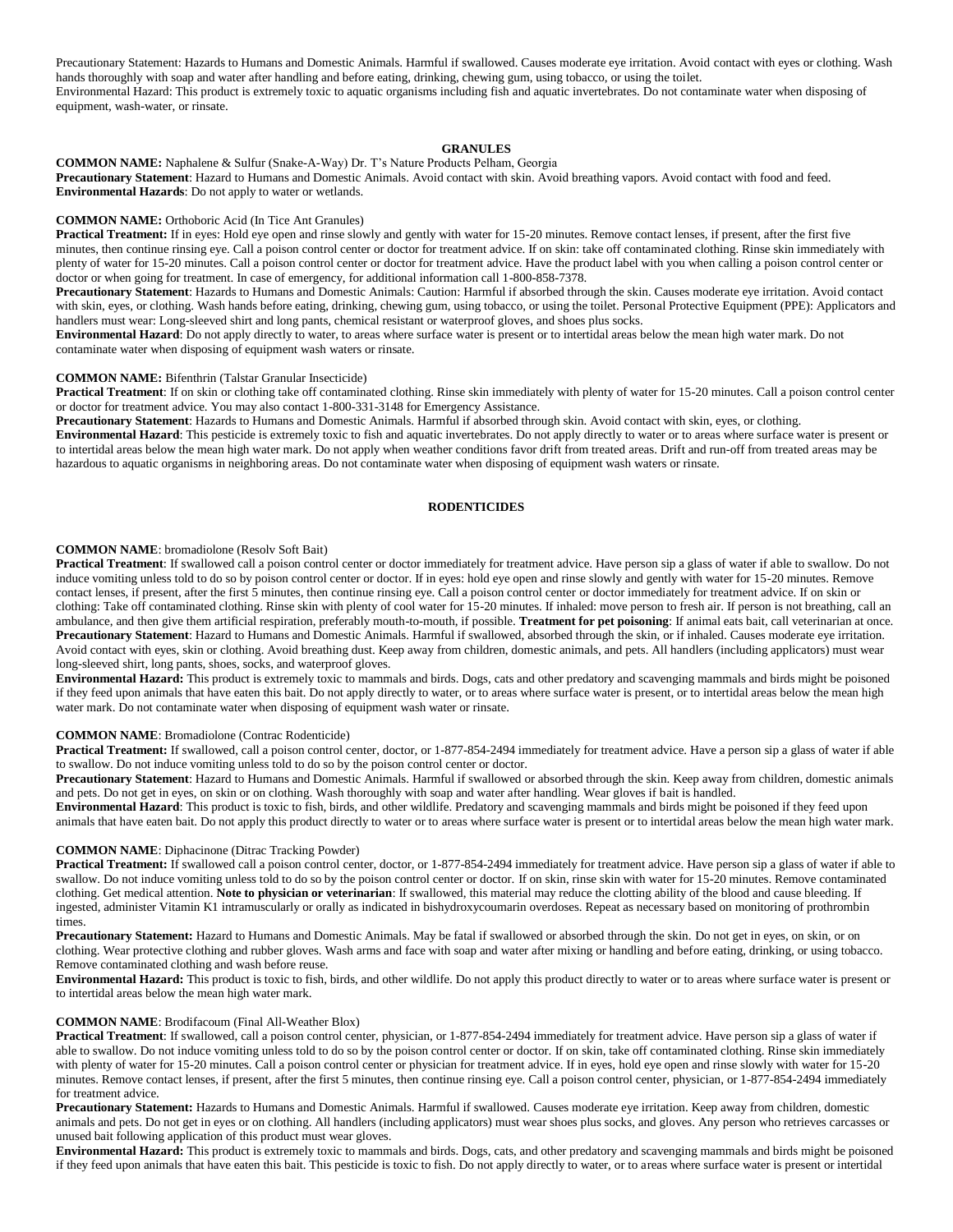Precautionary Statement: Hazards to Humans and Domestic Animals. Harmful if swallowed. Causes moderate eye irritation. Avoid contact with eyes or clothing. Wash hands thoroughly with soap and water after handling and before eating, drinking, chewing gum, using tobacco, or using the toilet.
Environmental Hazard: This product is extremely toxic to aquatic organisms including fish and aquatic invertebrates. Do not contaminate water when disposing of equipment, wash-water, or rinsate.

## GRANULES

**COMMON NAME:** Naphalene & Sulfur (Snake-A-Way) Dr. T's Nature Products Pelham, Georgia
**Precautionary Statement**: Hazard to Humans and Domestic Animals. Avoid contact with skin. Avoid breathing vapors. Avoid contact with food and feed.
**Environmental Hazards**: Do not apply to water or wetlands.

**COMMON NAME:** Orthoboric Acid (In Tice Ant Granules)
**Practical Treatment:** If in eyes: Hold eye open and rinse slowly and gently with water for 15-20 minutes. Remove contact lenses, if present, after the first five minutes, then continue rinsing eye. Call a poison control center or doctor for treatment advice. If on skin: take off contaminated clothing. Rinse skin immediately with plenty of water for 15-20 minutes. Call a poison control center or doctor for treatment advice. Have the product label with you when calling a poison control center or doctor or when going for treatment. In case of emergency, for additional information call 1-800-858-7378.
**Precautionary Statement**: Hazards to Humans and Domestic Animals: Caution: Harmful if absorbed through the skin. Causes moderate eye irritation. Avoid contact with skin, eyes, or clothing. Wash hands before eating, drinking, chewing gum, using tobacco, or using the toilet. Personal Protective Equipment (PPE): Applicators and handlers must wear: Long-sleeved shirt and long pants, chemical resistant or waterproof gloves, and shoes plus socks.
**Environmental Hazard**: Do not apply directly to water, to areas where surface water is present or to intertidal areas below the mean high water mark. Do not contaminate water when disposing of equipment wash waters or rinsate.

**COMMON NAME:** Bifenthrin (Talstar Granular Insecticide)
**Practical Treatment**: If on skin or clothing take off contaminated clothing. Rinse skin immediately with plenty of water for 15-20 minutes. Call a poison control center or doctor for treatment advice. You may also contact 1-800-331-3148 for Emergency Assistance.
**Precautionary Statement**: Hazards to Humans and Domestic Animals. Harmful if absorbed through skin. Avoid contact with skin, eyes, or clothing.
**Environmental Hazard**: This pesticide is extremely toxic to fish and aquatic invertebrates. Do not apply directly to water or to areas where surface water is present or to intertidal areas below the mean high water mark. Do not apply when weather conditions favor drift from treated areas. Drift and run-off from treated areas may be hazardous to aquatic organisms in neighboring areas. Do not contaminate water when disposing of equipment wash waters or rinsate.

## RODENTICIDES

**COMMON NAME**: bromadiolone (Resolv Soft Bait)
**Practical Treatment**: If swallowed call a poison control center or doctor immediately for treatment advice. Have person sip a glass of water if able to swallow. Do not induce vomiting unless told to do so by poison control center or doctor. If in eyes: hold eye open and rinse slowly and gently with water for 15-20 minutes. Remove contact lenses, if present, after the first 5 minutes, then continue rinsing eye. Call a poison control center or doctor immediately for treatment advice. If on skin or clothing: Take off contaminated clothing. Rinse skin with plenty of cool water for 15-20 minutes. If inhaled: move person to fresh air. If person is not breathing, call an ambulance, and then give them artificial respiration, preferably mouth-to-mouth, if possible. **Treatment for pet poisoning**: If animal eats bait, call veterinarian at once.
**Precautionary Statement**: Hazard to Humans and Domestic Animals. Harmful if swallowed, absorbed through the skin, or if inhaled. Causes moderate eye irritation. Avoid contact with eyes, skin or clothing. Avoid breathing dust. Keep away from children, domestic animals, and pets. All handlers (including applicators) must wear long-sleeved shirt, long pants, shoes, socks, and waterproof gloves.
**Environmental Hazard:** This product is extremely toxic to mammals and birds. Dogs, cats and other predatory and scavenging mammals and birds might be poisoned if they feed upon animals that have eaten this bait. Do not apply directly to water, or to areas where surface water is present, or to intertidal areas below the mean high water mark. Do not contaminate water when disposing of equipment wash water or rinsate.

**COMMON NAME**: Bromadiolone (Contrac Rodenticide)
**Practical Treatment:** If swallowed, call a poison control center, doctor, or 1-877-854-2494 immediately for treatment advice. Have a person sip a glass of water if able to swallow. Do not induce vomiting unless told to do so by the poison control center or doctor.
**Precautionary Statement**: Hazard to Humans and Domestic Animals. Harmful if swallowed or absorbed through the skin. Keep away from children, domestic animals and pets. Do not get in eyes, on skin or on clothing. Wash thoroughly with soap and water after handling. Wear gloves if bait is handled.
**Environmental Hazard**: This product is toxic to fish, birds, and other wildlife. Predatory and scavenging mammals and birds might be poisoned if they feed upon animals that have eaten bait. Do not apply this product directly to water or to areas where surface water is present or to intertidal areas below the mean high water mark.

**COMMON NAME**: Diphacinone (Ditrac Tracking Powder)
**Practical Treatment:** If swallowed call a poison control center, doctor, or 1-877-854-2494 immediately for treatment advice. Have person sip a glass of water if able to swallow. Do not induce vomiting unless told to do so by the poison control center or doctor. If on skin, rinse skin with water for 15-20 minutes. Remove contaminated clothing. Get medical attention. **Note to physician or veterinarian**: If swallowed, this material may reduce the clotting ability of the blood and cause bleeding. If ingested, administer Vitamin K1 intramuscularly or orally as indicated in bishydroxycoumarin overdoses. Repeat as necessary based on monitoring of prothrombin times.
**Precautionary Statement:** Hazard to Humans and Domestic Animals. May be fatal if swallowed or absorbed through the skin. Do not get in eyes, on skin, or on clothing. Wear protective clothing and rubber gloves. Wash arms and face with soap and water after mixing or handling and before eating, drinking, or using tobacco. Remove contaminated clothing and wash before reuse.
**Environmental Hazard:** This product is toxic to fish, birds, and other wildlife. Do not apply this product directly to water or to areas where surface water is present or to intertidal areas below the mean high water mark.

**COMMON NAME**: Brodifacoum (Final All-Weather Blox)
**Practical Treatment**: If swallowed, call a poison control center, physician, or 1-877-854-2494 immediately for treatment advice. Have person sip a glass of water if able to swallow. Do not induce vomiting unless told to do so by the poison control center or doctor. If on skin, take off contaminated clothing. Rinse skin immediately with plenty of water for 15-20 minutes. Call a poison control center or physician for treatment advice. If in eyes, hold eye open and rinse slowly with water for 15-20 minutes. Remove contact lenses, if present, after the first 5 minutes, then continue rinsing eye. Call a poison control center, physician, or 1-877-854-2494 immediately for treatment advice.
**Precautionary Statement:** Hazards to Humans and Domestic Animals. Harmful if swallowed. Causes moderate eye irritation. Keep away from children, domestic animals and pets. Do not get in eyes or on clothing. All handlers (including applicators) must wear shoes plus socks, and gloves. Any person who retrieves carcasses or unused bait following application of this product must wear gloves.
**Environmental Hazard:** This product is extremely toxic to mammals and birds. Dogs, cats, and other predatory and scavenging mammals and birds might be poisoned if they feed upon animals that have eaten this bait. This pesticide is toxic to fish. Do not apply directly to water, or to areas where surface water is present or intertidal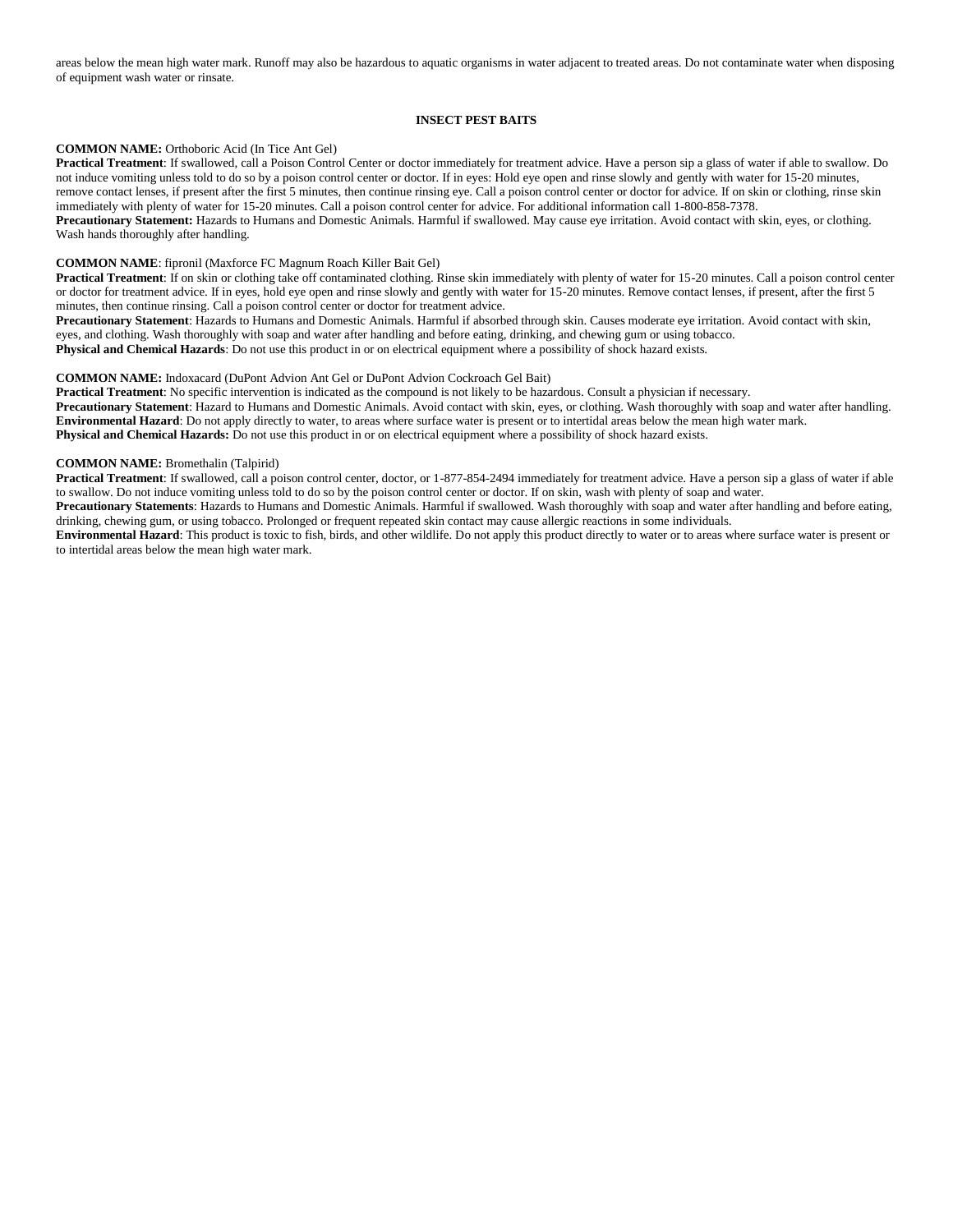areas below the mean high water mark. Runoff may also be hazardous to aquatic organisms in water adjacent to treated areas. Do not contaminate water when disposing of equipment wash water or rinsate.

## INSECT PEST BAITS

**COMMON NAME:** Orthoboric Acid (In Tice Ant Gel)
**Practical Treatment**: If swallowed, call a Poison Control Center or doctor immediately for treatment advice. Have a person sip a glass of water if able to swallow. Do not induce vomiting unless told to do so by a poison control center or doctor. If in eyes: Hold eye open and rinse slowly and gently with water for 15-20 minutes, remove contact lenses, if present after the first 5 minutes, then continue rinsing eye. Call a poison control center or doctor for advice. If on skin or clothing, rinse skin immediately with plenty of water for 15-20 minutes. Call a poison control center for advice. For additional information call 1-800-858-7378.
**Precautionary Statement:** Hazards to Humans and Domestic Animals. Harmful if swallowed. May cause eye irritation. Avoid contact with skin, eyes, or clothing. Wash hands thoroughly after handling.

**COMMON NAME**: fipronil (Maxforce FC Magnum Roach Killer Bait Gel)
**Practical Treatment**: If on skin or clothing take off contaminated clothing. Rinse skin immediately with plenty of water for 15-20 minutes. Call a poison control center or doctor for treatment advice. If in eyes, hold eye open and rinse slowly and gently with water for 15-20 minutes. Remove contact lenses, if present, after the first 5 minutes, then continue rinsing. Call a poison control center or doctor for treatment advice.
**Precautionary Statement**: Hazards to Humans and Domestic Animals. Harmful if absorbed through skin. Causes moderate eye irritation. Avoid contact with skin, eyes, and clothing. Wash thoroughly with soap and water after handling and before eating, drinking, and chewing gum or using tobacco.
**Physical and Chemical Hazards**: Do not use this product in or on electrical equipment where a possibility of shock hazard exists.

**COMMON NAME:** Indoxacard (DuPont Advion Ant Gel or DuPont Advion Cockroach Gel Bait)
**Practical Treatment**: No specific intervention is indicated as the compound is not likely to be hazardous. Consult a physician if necessary.
**Precautionary Statement**: Hazard to Humans and Domestic Animals. Avoid contact with skin, eyes, or clothing. Wash thoroughly with soap and water after handling.
**Environmental Hazard**: Do not apply directly to water, to areas where surface water is present or to intertidal areas below the mean high water mark.
**Physical and Chemical Hazards:** Do not use this product in or on electrical equipment where a possibility of shock hazard exists.

**COMMON NAME:** Bromethalin (Talpirid)
**Practical Treatment**: If swallowed, call a poison control center, doctor, or 1-877-854-2494 immediately for treatment advice. Have a person sip a glass of water if able to swallow. Do not induce vomiting unless told to do so by the poison control center or doctor. If on skin, wash with plenty of soap and water.
**Precautionary Statements**: Hazards to Humans and Domestic Animals. Harmful if swallowed. Wash thoroughly with soap and water after handling and before eating, drinking, chewing gum, or using tobacco. Prolonged or frequent repeated skin contact may cause allergic reactions in some individuals.
**Environmental Hazard**: This product is toxic to fish, birds, and other wildlife. Do not apply this product directly to water or to areas where surface water is present or to intertidal areas below the mean high water mark.